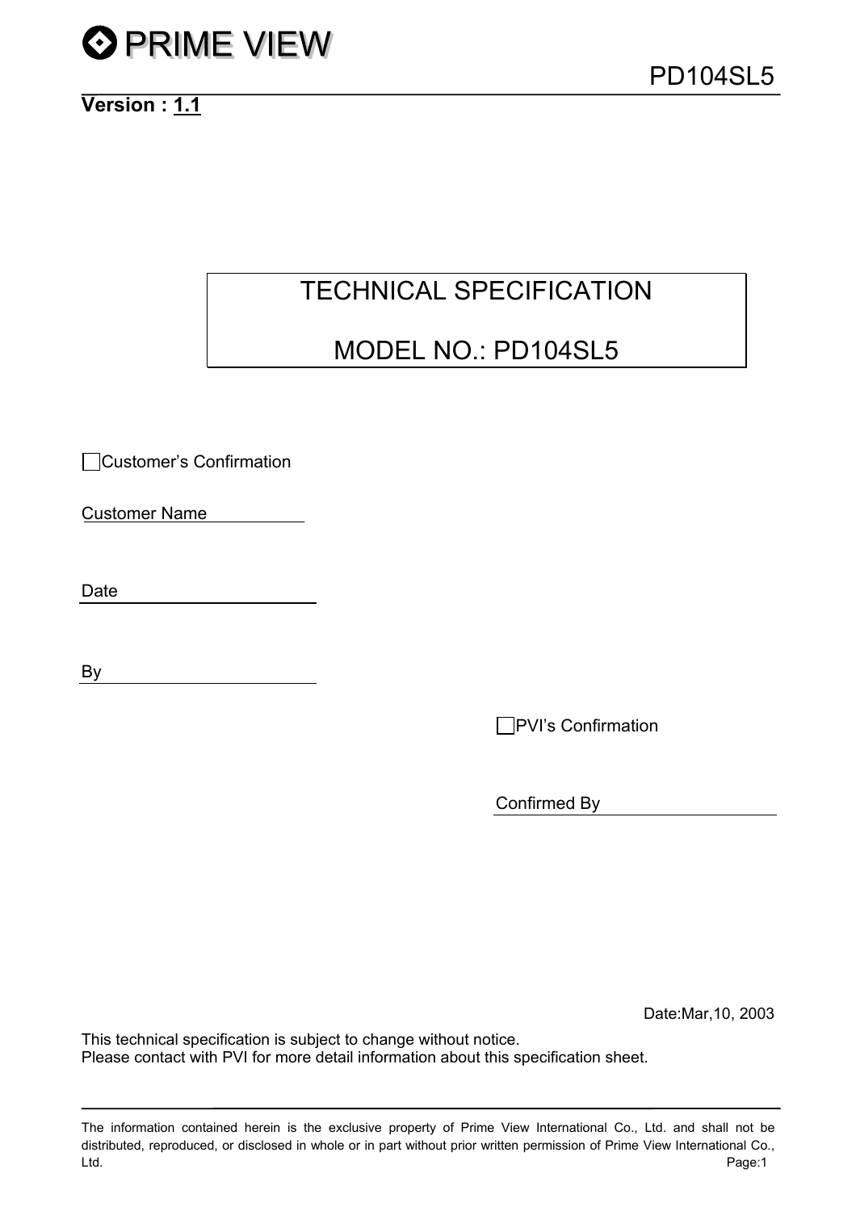# PRIME VIEW

PD104SL5

**Version : 1.1**

# TECHNICAL SPECIFICATION

# MODEL NO.: PD104SL5

☐ Customer's Confirmation

Customer Name

Date

By

☐ PVI's Confirmation

Confirmed By

Date:Mar,10, 2003

This technical specification is subject to change without notice.
Please contact with PVI for more detail information about this specification sheet.

The information contained herein is the exclusive property of Prime View International Co., Ltd. and shall not be distributed, reproduced, or disclosed in whole or in part without prior written permission of Prime View International Co., Ltd.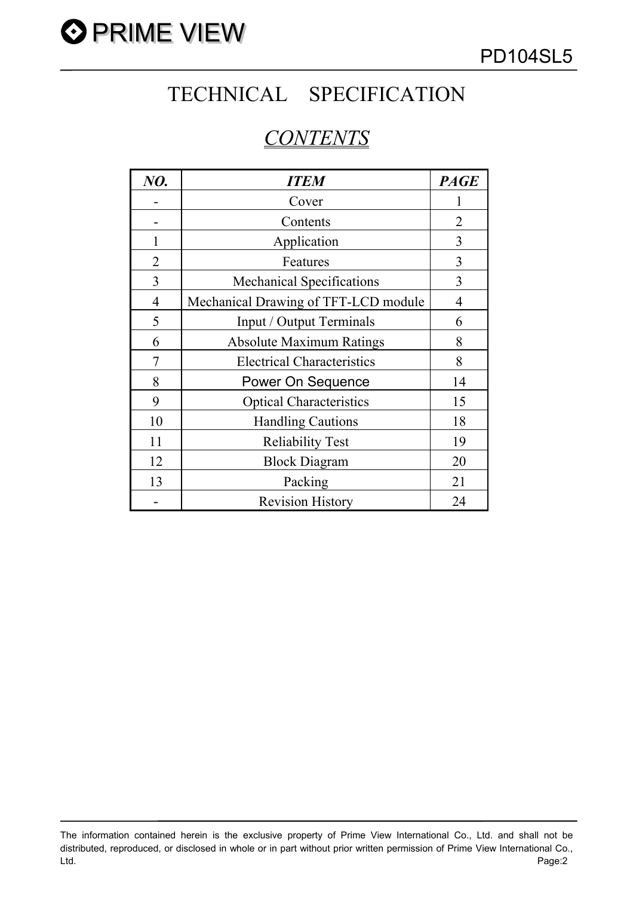# TECHNICAL SPECIFICATION

## *CONTENTS*

| *NO.* | *ITEM* | *PAGE* |
|---|---|---|
| - | Cover | 1 |
| - | Contents | 2 |
| 1 | Application | 3 |
| 2 | Features | 3 |
| 3 | Mechanical Specifications | 3 |
| 4 | Mechanical Drawing of TFT-LCD module | 4 |
| 5 | Input / Output Terminals | 6 |
| 6 | Absolute Maximum Ratings | 8 |
| 7 | Electrical Characteristics | 8 |
| 8 | Power On Sequence | 14 |
| 9 | Optical Characteristics | 15 |
| 10 | Handling Cautions | 18 |
| 11 | Reliability Test | 19 |
| 12 | Block Diagram | 20 |
| 13 | Packing | 21 |
| - | Revision History | 24 |

The information contained herein is the exclusive property of Prime View International Co., Ltd. and shall not be distributed, reproduced, or disclosed in whole or in part without prior written permission of Prime View International Co., Ltd.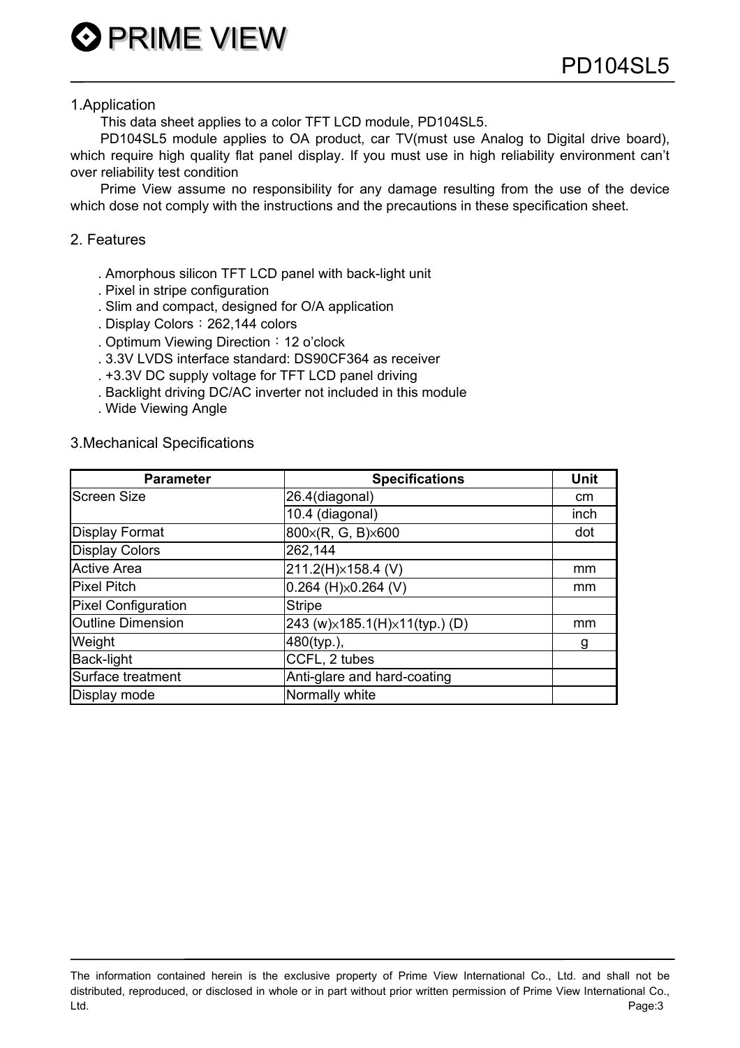## 1.Application

This data sheet applies to a color TFT LCD module, PD104SL5.

PD104SL5 module applies to OA product, car TV(must use Analog to Digital drive board), which require high quality flat panel display. If you must use in high reliability environment can't over reliability test condition

Prime View assume no responsibility for any damage resulting from the use of the device which dose not comply with the instructions and the precautions in these specification sheet.

## 2. Features

. Amorphous silicon TFT LCD panel with back-light unit
. Pixel in stripe configuration
. Slim and compact, designed for O/A application
. Display Colors：262,144 colors
. Optimum Viewing Direction：12 o'clock
. 3.3V LVDS interface standard: DS90CF364 as receiver
. +3.3V DC supply voltage for TFT LCD panel driving
. Backlight driving DC/AC inverter not included in this module
. Wide Viewing Angle

## 3.Mechanical Specifications

| Parameter | Specifications | Unit |
|---|---|---|
| Screen Size | 26.4(diagonal) | cm |
| | 10.4 (diagonal) | inch |
| Display Format | 800×(R, G, B)×600 | dot |
| Display Colors | 262,144 | |
| Active Area | 211.2(H)×158.4 (V) | mm |
| Pixel Pitch | 0.264 (H)×0.264 (V) | mm |
| Pixel Configuration | Stripe | |
| Outline Dimension | 243 (w)×185.1(H)×11(typ.) (D) | mm |
| Weight | 480(typ.), | g |
| Back-light | CCFL, 2 tubes | |
| Surface treatment | Anti-glare and hard-coating | |
| Display mode | Normally white | |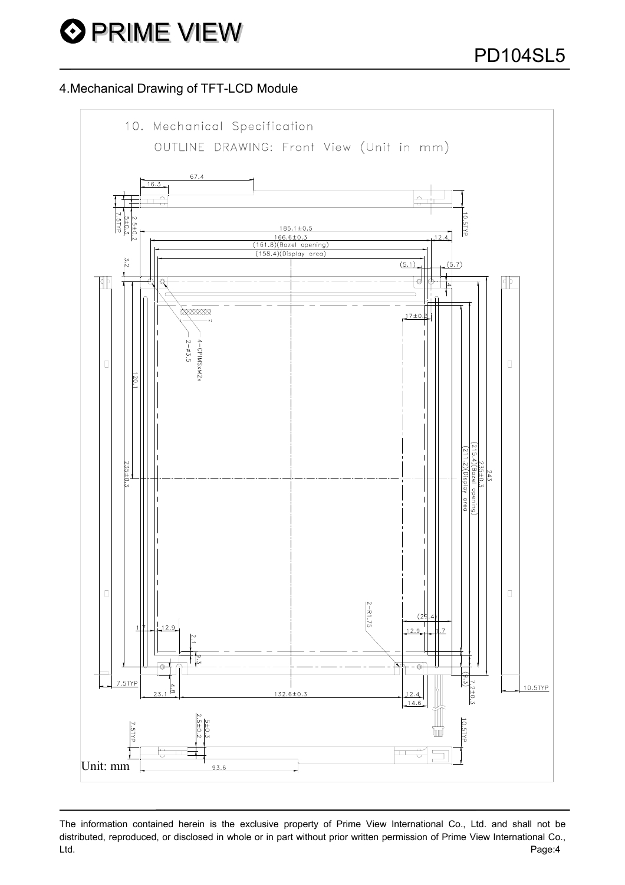## 4.Mechanical Drawing of TFT-LCD Module

10. Mechanical Specification

OUTLINE DRAWING: Front View (Unit in mm)

Unit: mm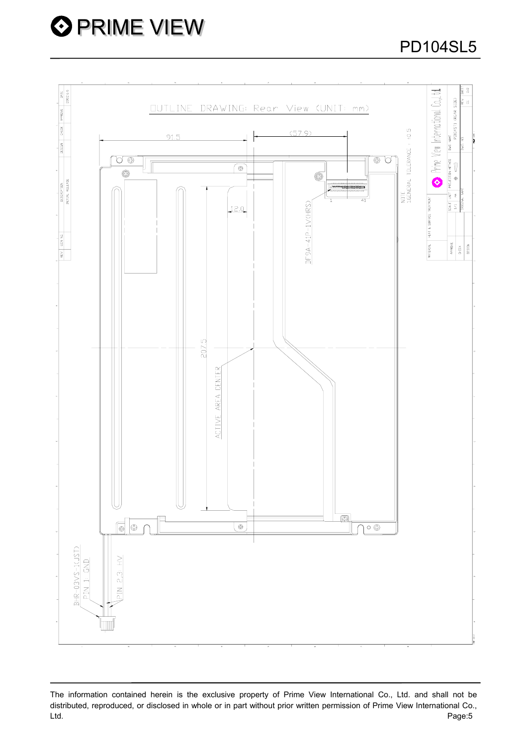OUTLINE DRAWING: Rear View (UNIT: mm)

91.5

(57.9)

12.0

207.5

ACTIVE AREA CENTER

DF9A-41P-1V(HRS)

1 41

NOTE
1.GENERAL TOLERANCE : ±0.5

BHR-03VS-1(JST)
PIN 1 GND
PIN 2,3: HV

The information contained herein is the exclusive property of Prime View International Co., Ltd. and shall not be distributed, reproduced, or disclosed in whole or in part without prior written permission of Prime View International Co., Ltd.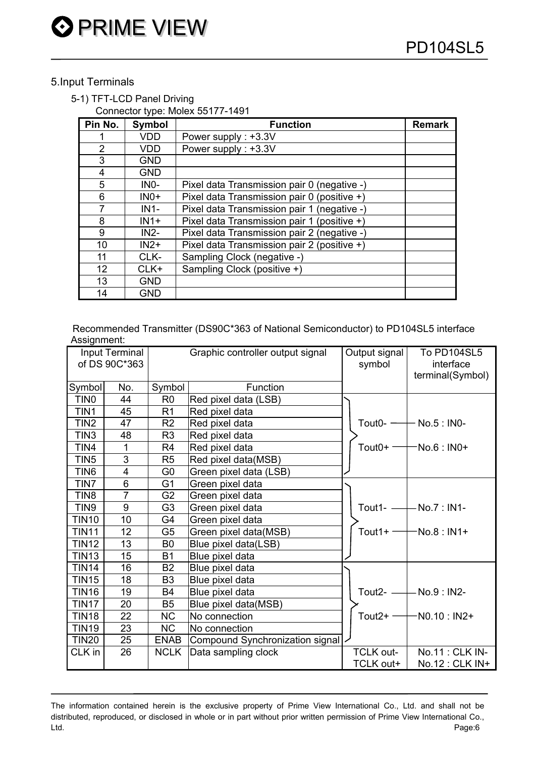## 5.Input Terminals

### 5-1) TFT-LCD Panel Driving

Connector type: Molex 55177-1491

| Pin No. | Symbol | Function | Remark |
|---|---|---|---|
| 1 | VDD | Power supply : +3.3V | |
| 2 | VDD | Power supply : +3.3V | |
| 3 | GND | | |
| 4 | GND | | |
| 5 | IN0- | Pixel data Transmission pair 0 (negative -) | |
| 6 | IN0+ | Pixel data Transmission pair 0 (positive +) | |
| 7 | IN1- | Pixel data Transmission pair 1 (negative -) | |
| 8 | IN1+ | Pixel data Transmission pair 1 (positive +) | |
| 9 | IN2- | Pixel data Transmission pair 2 (negative -) | |
| 10 | IN2+ | Pixel data Transmission pair 2 (positive +) | |
| 11 | CLK- | Sampling Clock (negative -) | |
| 12 | CLK+ | Sampling Clock (positive +) | |
| 13 | GND | | |
| 14 | GND | | |

Recommended Transmitter (DS90C*363 of National Semiconductor) to PD104SL5 interface Assignment:

| Input Terminal of DS 90C*363 | | Graphic controller output signal | | Output signal symbol | To PD104SL5 interface terminal(Symbol) |
|---|---|---|---|---|---|
| Symbol | No. | Symbol | Function | | |
| TIN0 | 44 | R0 | Red pixel data (LSB) | Tout0-<br>Tout0+ | No.5 : IN0-<br>No.6 : IN0+ |
| TIN1 | 45 | R1 | Red pixel data | | |
| TIN2 | 47 | R2 | Red pixel data | | |
| TIN3 | 48 | R3 | Red pixel data | | |
| TIN4 | 1 | R4 | Red pixel data | | |
| TIN5 | 3 | R5 | Red pixel data(MSB) | | |
| TIN6 | 4 | G0 | Green pixel data (LSB) | | |
| TIN7 | 6 | G1 | Green pixel data | Tout1-<br>Tout1+ | No.7 : IN1-<br>No.8 : IN1+ |
| TIN8 | 7 | G2 | Green pixel data | | |
| TIN9 | 9 | G3 | Green pixel data | | |
| TIN10 | 10 | G4 | Green pixel data | | |
| TIN11 | 12 | G5 | Green pixel data(MSB) | | |
| TIN12 | 13 | B0 | Blue pixel data(LSB) | | |
| TIN13 | 15 | B1 | Blue pixel data | | |
| TIN14 | 16 | B2 | Blue pixel data | Tout2-<br>Tout2+ | No.9 : IN2-<br>N0.10 : IN2+ |
| TIN15 | 18 | B3 | Blue pixel data | | |
| TIN16 | 19 | B4 | Blue pixel data | | |
| TIN17 | 20 | B5 | Blue pixel data(MSB) | | |
| TIN18 | 22 | NC | No connection | | |
| TIN19 | 23 | NC | No connection | | |
| TIN20 | 25 | ENAB | Compound Synchronization signal | | |
| CLK in | 26 | NCLK | Data sampling clock | TCLK out-<br>TCLK out+ | No.11 : CLK IN-<br>No.12 : CLK IN+ |

The information contained herein is the exclusive property of Prime View International Co., Ltd. and shall not be distributed, reproduced, or disclosed in whole or in part without prior written permission of Prime View International Co., Ltd.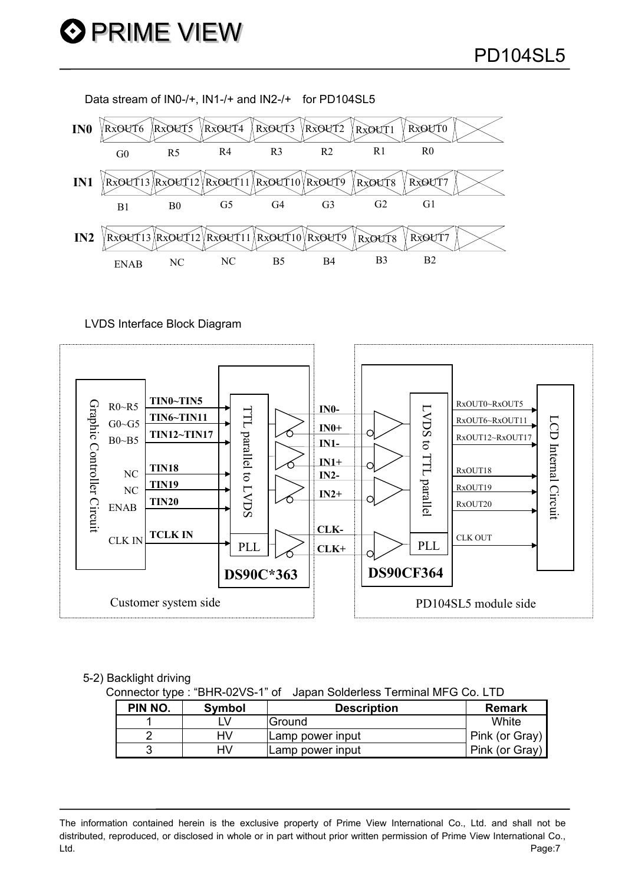Data stream of IN0-/+, IN1-/+ and IN2-/+ for PD104SL5

| | | | | | | | |
|---|---|---|---|---|---|---|---|
| IN0 | RxOUT6 | RxOUT5 | RxOUT4 | RxOUT3 | RxOUT2 | RxOUT1 | RxOUT0 |
| | G0 | R5 | R4 | R3 | R2 | R1 | R0 |
| IN1 | RxOUT13 | RxOUT12 | RxOUT11 | RxOUT10 | RxOUT9 | RxOUT8 | RxOUT7 |
| | B1 | B0 | G5 | G4 | G3 | G2 | G1 |
| IN2 | RxOUT13 | RxOUT12 | RxOUT11 | RxOUT10 | RxOUT9 | RxOUT8 | RxOUT7 |
| | ENAB | NC | NC | B5 | B4 | B3 | B2 |

LVDS Interface Block Diagram

Graphic Controller Circuit: R0~R5 → TIN0~TIN5; G0~G5 → TIN6~TIN11; B0~B5 → TIN12~TIN17; NC → TIN18; NC → TIN19; ENAB → TIN20; CLK IN → TCLK IN

TTL parallel to LVDS, PLL — DS90C*363 (Customer system side)

IN0-, IN0+, IN1-, IN1+, IN2-, IN2+, CLK-, CLK+

LVDS to TTL parallel, PLL — DS90CF364 (PD104SL5 module side)

LCD Internal Circuit: RxOUT0~RxOUT5, RxOUT6~RxOUT11, RxOUT12~RxOUT17, RxOUT18, RxOUT19, RxOUT20, CLK OUT

5-2) Backlight driving

Connector type : "BHR-02VS-1" of Japan Solderless Terminal MFG Co. LTD

| PIN NO. | Symbol | Description | Remark |
|---|---|---|---|
| 1 | LV | Ground | White |
| 2 | HV | Lamp power input | Pink (or Gray) |
| 3 | HV | Lamp power input | Pink (or Gray) |

The information contained herein is the exclusive property of Prime View International Co., Ltd. and shall not be distributed, reproduced, or disclosed in whole or in part without prior written permission of Prime View International Co., Ltd.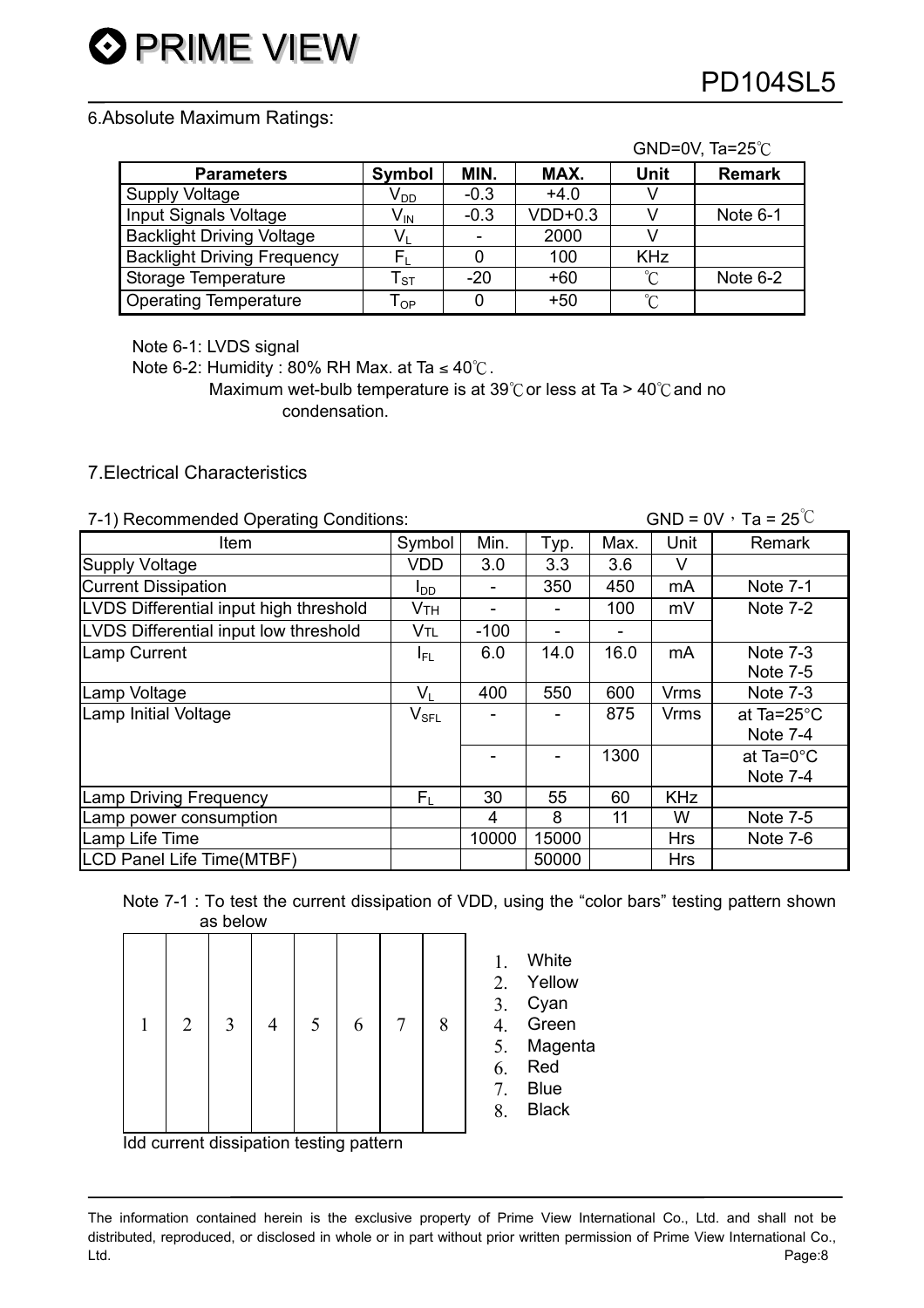## 6.Absolute Maximum Ratings:

GND=0V, Ta=25℃

| Parameters | Symbol | MIN. | MAX. | Unit | Remark |
|---|---|---|---|---|---|
| Supply Voltage | $V_{DD}$ | -0.3 | +4.0 | V | |
| Input Signals Voltage | $V_{IN}$ | -0.3 | VDD+0.3 | V | Note 6-1 |
| Backlight Driving Voltage | $V_L$ | - | 2000 | V | |
| Backlight Driving Frequency | $F_L$ | 0 | 100 | KHz | |
| Storage Temperature | $T_{ST}$ | -20 | +60 | ℃ | Note 6-2 |
| Operating Temperature | $T_{OP}$ | 0 | +50 | ℃ | |

Note 6-1: LVDS signal

Note 6-2: Humidity : 80% RH Max. at Ta ≤ 40℃.
Maximum wet-bulb temperature is at 39℃ or less at Ta > 40℃ and no condensation.

## 7.Electrical Characteristics

7-1) Recommended Operating Conditions: GND = 0V，Ta = 25℃

| Item | Symbol | Min. | Typ. | Max. | Unit | Remark |
|---|---|---|---|---|---|---|
| Supply Voltage | VDD | 3.0 | 3.3 | 3.6 | V | |
| Current Dissipation | $I_{DD}$ | - | 350 | 450 | mA | Note 7-1 |
| LVDS Differential input high threshold | $V_{TH}$ | - | - | 100 | mV | Note 7-2 |
| LVDS Differential input low threshold | $V_{TL}$ | -100 | - | - | | |
| Lamp Current | $I_{FL}$ | 6.0 | 14.0 | 16.0 | mA | Note 7-3 Note 7-5 |
| Lamp Voltage | $V_L$ | 400 | 550 | 600 | Vrms | Note 7-3 |
| Lamp Initial Voltage | $V_{SFL}$ | - | - | 875 | Vrms | at Ta=25°C Note 7-4 |
| | | - | - | 1300 | | at Ta=0°C Note 7-4 |
| Lamp Driving Frequency | $F_L$ | 30 | 55 | 60 | KHz | |
| Lamp power consumption | | 4 | 8 | 11 | W | Note 7-5 |
| Lamp Life Time | | 10000 | 15000 | | Hrs | Note 7-6 |
| LCD Panel Life Time(MTBF) | | | 50000 | | Hrs | |

Note 7-1 : To test the current dissipation of VDD, using the “color bars” testing pattern shown as below

| 1 | 2 | 3 | 4 | 5 | 6 | 7 | 8 |
|---|---|---|---|---|---|---|---|

Idd current dissipation testing pattern

1. White
2. Yellow
3. Cyan
4. Green
5. Magenta
6. Red
7. Blue
8. Black

The information contained herein is the exclusive property of Prime View International Co., Ltd. and shall not be distributed, reproduced, or disclosed in whole or in part without prior written permission of Prime View International Co., Ltd.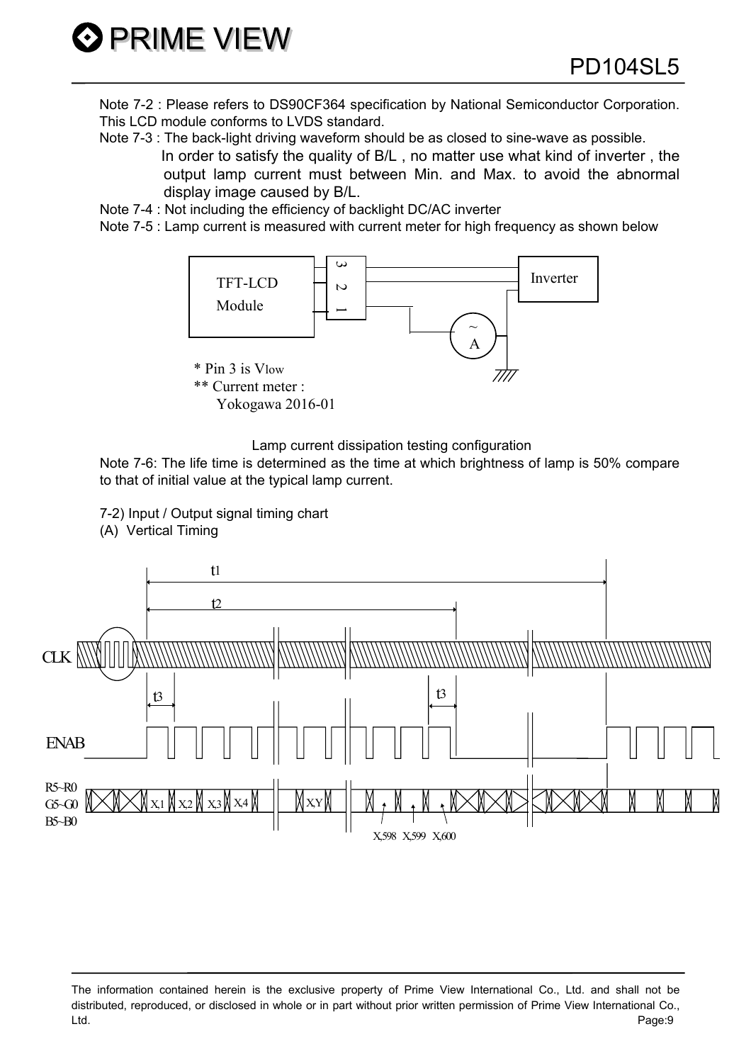Note 7-2 : Please refers to DS90CF364 specification by National Semiconductor Corporation. This LCD module conforms to LVDS standard.

Note 7-3 : The back-light driving waveform should be as closed to sine-wave as possible. In order to satisfy the quality of B/L , no matter use what kind of inverter , the output lamp current must between Min. and Max. to avoid the abnormal display image caused by B/L.

Note 7-4 : Not including the efficiency of backlight DC/AC inverter

Note 7-5 : Lamp current is measured with current meter for high frequency as shown below

TFT-LCD Module

3 2 1

Inverter

~ A

\* Pin 3 is Vlow

\*\* Current meter : Yokogawa 2016-01

Lamp current dissipation testing configuration

Note 7-6: The life time is determined as the time at which brightness of lamp is 50% compare to that of initial value at the typical lamp current.

7-2) Input / Output signal timing chart

(A) Vertical Timing

t1

t2

CLK

t3 t3

ENAB

R5~R0
G5~G0
B5~B0

X,1 X,2 X,3 X,4 X,Y

X,598 X,599 X,600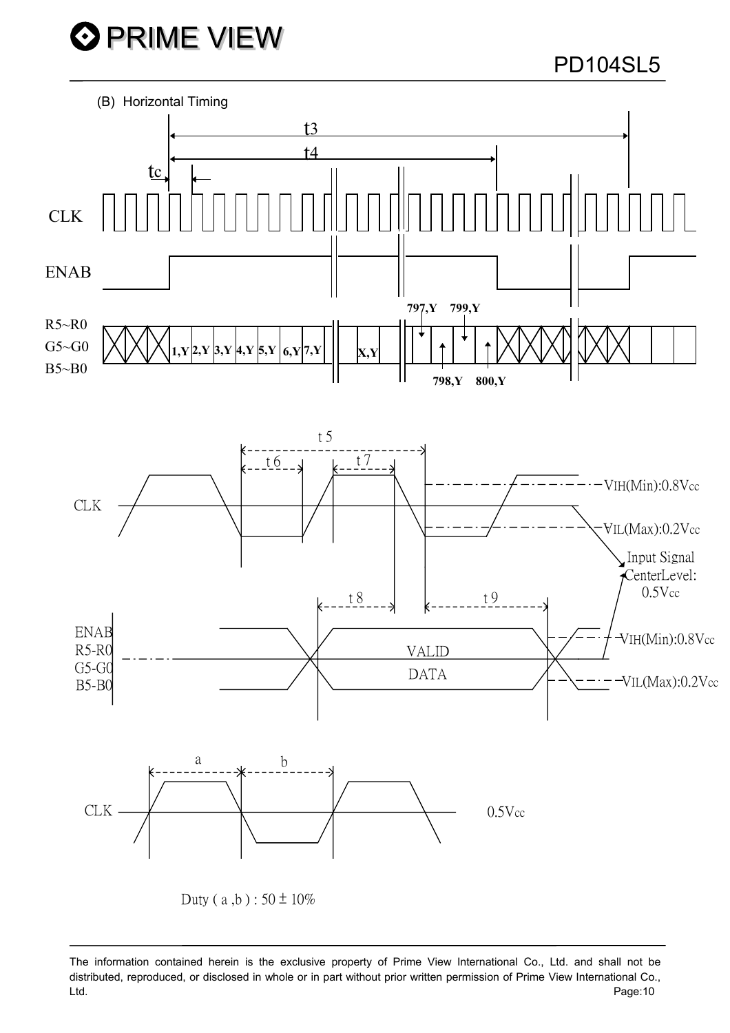(B) Horizontal Timing

t3

t4

tc

CLK

ENAB

R5~R0

G5~G0

B5~B0

1,Y 2,Y 3,Y 4,Y 5,Y 6,Y 7,Y X,Y

797,Y 799,Y

798,Y 800,Y

t 5

t 6

t 7

CLK

VIH(Min):0.8Vcc

VIL(Max):0.2Vcc

Input Signal CenterLevel: 0.5Vcc

t 8

t 9

ENAB

R5-R0

G5-G0

B5-B0

VALID DATA

VIH(Min):0.8Vcc

VIL(Max):0.2Vcc

a

b

CLK

0.5Vcc

Duty ( a ,b ) : 50 ± 10%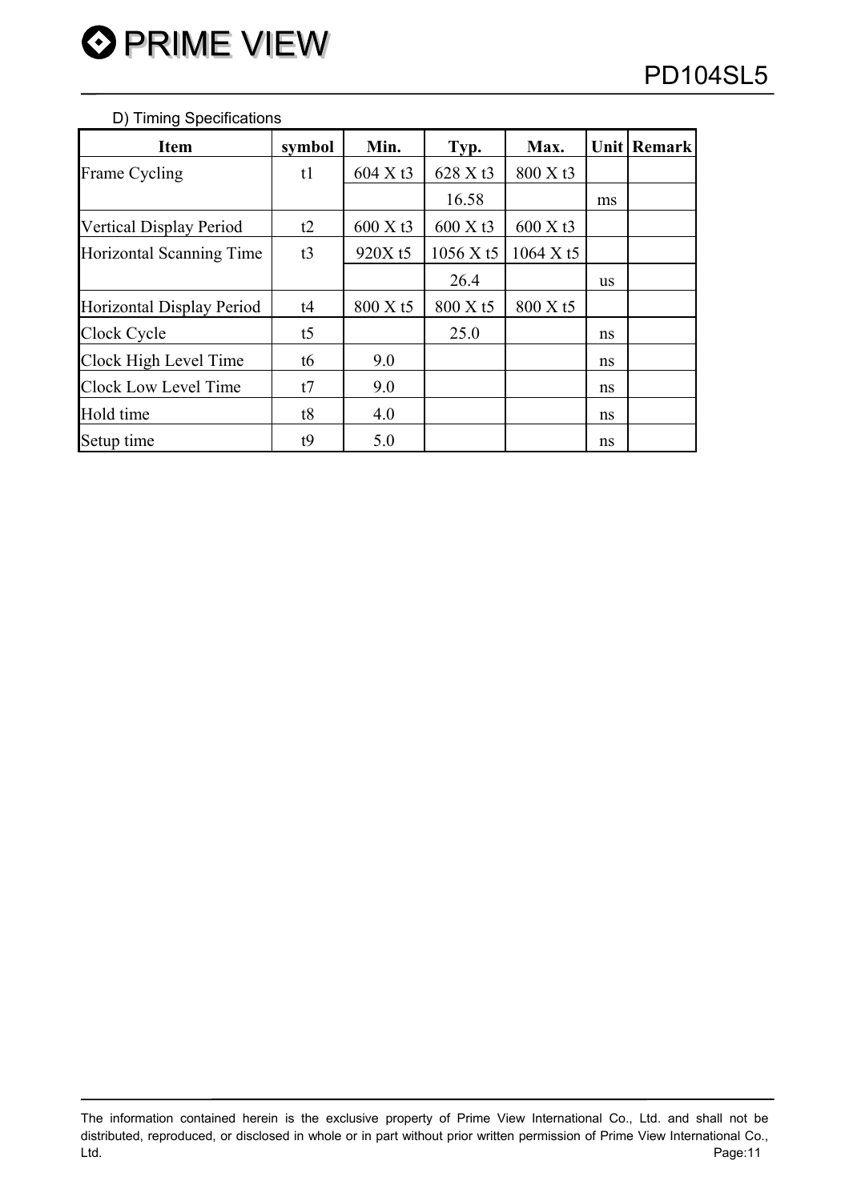D) Timing Specifications

| Item | symbol | Min. | Typ. | Max. | Unit | Remark |
|---|---|---|---|---|---|---|
| Frame Cycling | t1 | 604 X t3 | 628 X t3 | 800 X t3 | | |
| | | | 16.58 | | ms | |
| Vertical Display Period | t2 | 600 X t3 | 600 X t3 | 600 X t3 | | |
| Horizontal Scanning Time | t3 | 920X t5 | 1056 X t5 | 1064 X t5 | | |
| | | | 26.4 | | us | |
| Horizontal Display Period | t4 | 800 X t5 | 800 X t5 | 800 X t5 | | |
| Clock Cycle | t5 | | 25.0 | | ns | |
| Clock High Level Time | t6 | 9.0 | | | ns | |
| Clock Low Level Time | t7 | 9.0 | | | ns | |
| Hold time | t8 | 4.0 | | | ns | |
| Setup time | t9 | 5.0 | | | ns | |

The information contained herein is the exclusive property of Prime View International Co., Ltd. and shall not be distributed, reproduced, or disclosed in whole or in part without prior written permission of Prime View International Co., Ltd.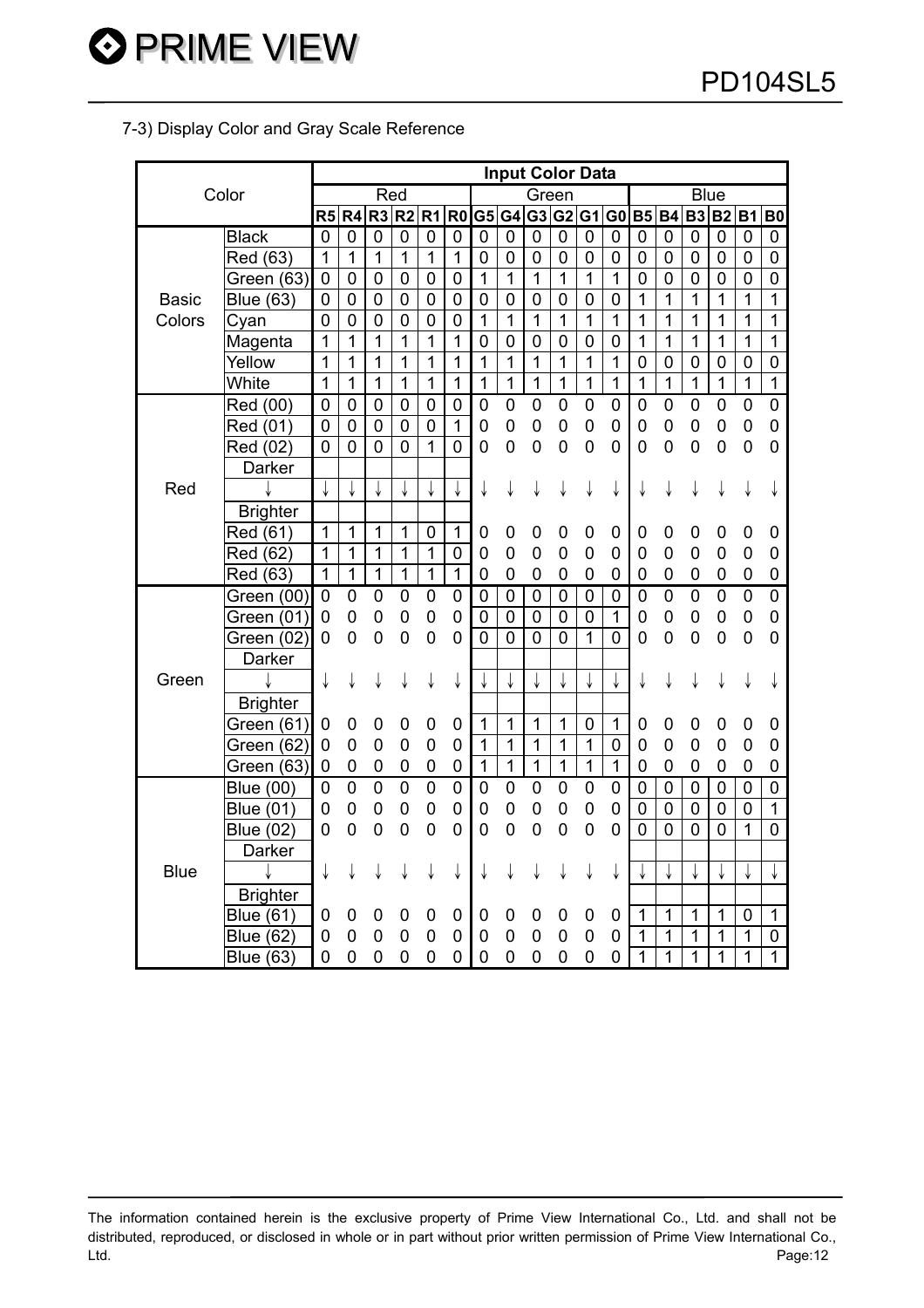### 7-3) Display Color and Gray Scale Reference

| | Color | Input Color Data | | | | | | | | | | | | | | | | | |
|---|---|---|---|---|---|---|---|---|---|---|---|---|---|---|---|---|---|---|---|
| | | Red | | | | | | Green | | | | | | Blue | | | | | |
| | | R5 | R4 | R3 | R2 | R1 | R0 | G5 | G4 | G3 | G2 | G1 | G0 | B5 | B4 | B3 | B2 | B1 | B0 |
| Basic Colors | Black | 0 | 0 | 0 | 0 | 0 | 0 | 0 | 0 | 0 | 0 | 0 | 0 | 0 | 0 | 0 | 0 | 0 | 0 |
| | Red (63) | 1 | 1 | 1 | 1 | 1 | 1 | 0 | 0 | 0 | 0 | 0 | 0 | 0 | 0 | 0 | 0 | 0 | 0 |
| | Green (63) | 0 | 0 | 0 | 0 | 0 | 0 | 1 | 1 | 1 | 1 | 1 | 1 | 0 | 0 | 0 | 0 | 0 | 0 |
| | Blue (63) | 0 | 0 | 0 | 0 | 0 | 0 | 0 | 0 | 0 | 0 | 0 | 0 | 1 | 1 | 1 | 1 | 1 | 1 |
| | Cyan | 0 | 0 | 0 | 0 | 0 | 0 | 1 | 1 | 1 | 1 | 1 | 1 | 1 | 1 | 1 | 1 | 1 | 1 |
| | Magenta | 1 | 1 | 1 | 1 | 1 | 1 | 0 | 0 | 0 | 0 | 0 | 0 | 1 | 1 | 1 | 1 | 1 | 1 |
| | Yellow | 1 | 1 | 1 | 1 | 1 | 1 | 1 | 1 | 1 | 1 | 1 | 1 | 0 | 0 | 0 | 0 | 0 | 0 |
| | White | 1 | 1 | 1 | 1 | 1 | 1 | 1 | 1 | 1 | 1 | 1 | 1 | 1 | 1 | 1 | 1 | 1 | 1 |
| Red | Red (00) | 0 | 0 | 0 | 0 | 0 | 0 | 0 | 0 | 0 | 0 | 0 | 0 | 0 | 0 | 0 | 0 | 0 | 0 |
| | Red (01) | 0 | 0 | 0 | 0 | 0 | 1 | 0 | 0 | 0 | 0 | 0 | 0 | 0 | 0 | 0 | 0 | 0 | 0 |
| | Red (02) | 0 | 0 | 0 | 0 | 1 | 0 | 0 | 0 | 0 | 0 | 0 | 0 | 0 | 0 | 0 | 0 | 0 | 0 |
| | Darker | | | | | | | | | | | | | | | | | | |
| | ↓ | ↓ | ↓ | ↓ | ↓ | ↓ | ↓ | ↓ | ↓ | ↓ | ↓ | ↓ | ↓ | ↓ | ↓ | ↓ | ↓ | ↓ | ↓ |
| | Brighter | | | | | | | | | | | | | | | | | | |
| | Red (61) | 1 | 1 | 1 | 1 | 0 | 1 | 0 | 0 | 0 | 0 | 0 | 0 | 0 | 0 | 0 | 0 | 0 | 0 |
| | Red (62) | 1 | 1 | 1 | 1 | 1 | 0 | 0 | 0 | 0 | 0 | 0 | 0 | 0 | 0 | 0 | 0 | 0 | 0 |
| | Red (63) | 1 | 1 | 1 | 1 | 1 | 1 | 0 | 0 | 0 | 0 | 0 | 0 | 0 | 0 | 0 | 0 | 0 | 0 |
| Green | Green (00) | 0 | 0 | 0 | 0 | 0 | 0 | 0 | 0 | 0 | 0 | 0 | 0 | 0 | 0 | 0 | 0 | 0 | 0 |
| | Green (01) | 0 | 0 | 0 | 0 | 0 | 0 | 0 | 0 | 0 | 0 | 0 | 1 | 0 | 0 | 0 | 0 | 0 | 0 |
| | Green (02) | 0 | 0 | 0 | 0 | 0 | 0 | 0 | 0 | 0 | 0 | 1 | 0 | 0 | 0 | 0 | 0 | 0 | 0 |
| | Darker | | | | | | | | | | | | | | | | | | |
| | ↓ | ↓ | ↓ | ↓ | ↓ | ↓ | ↓ | ↓ | ↓ | ↓ | ↓ | ↓ | ↓ | ↓ | ↓ | ↓ | ↓ | ↓ | ↓ |
| | Brighter | | | | | | | | | | | | | | | | | | |
| | Green (61) | 0 | 0 | 0 | 0 | 0 | 0 | 1 | 1 | 1 | 1 | 0 | 1 | 0 | 0 | 0 | 0 | 0 | 0 |
| | Green (62) | 0 | 0 | 0 | 0 | 0 | 0 | 1 | 1 | 1 | 1 | 1 | 0 | 0 | 0 | 0 | 0 | 0 | 0 |
| | Green (63) | 0 | 0 | 0 | 0 | 0 | 0 | 1 | 1 | 1 | 1 | 1 | 1 | 0 | 0 | 0 | 0 | 0 | 0 |
| Blue | Blue (00) | 0 | 0 | 0 | 0 | 0 | 0 | 0 | 0 | 0 | 0 | 0 | 0 | 0 | 0 | 0 | 0 | 0 | 0 |
| | Blue (01) | 0 | 0 | 0 | 0 | 0 | 0 | 0 | 0 | 0 | 0 | 0 | 0 | 0 | 0 | 0 | 0 | 0 | 1 |
| | Blue (02) | 0 | 0 | 0 | 0 | 0 | 0 | 0 | 0 | 0 | 0 | 0 | 0 | 0 | 0 | 0 | 0 | 1 | 0 |
| | Darker | | | | | | | | | | | | | | | | | | |
| | ↓ | ↓ | ↓ | ↓ | ↓ | ↓ | ↓ | ↓ | ↓ | ↓ | ↓ | ↓ | ↓ | ↓ | ↓ | ↓ | ↓ | ↓ | ↓ |
| | Brighter | | | | | | | | | | | | | | | | | | |
| | Blue (61) | 0 | 0 | 0 | 0 | 0 | 0 | 0 | 0 | 0 | 0 | 0 | 0 | 1 | 1 | 1 | 1 | 0 | 1 |
| | Blue (62) | 0 | 0 | 0 | 0 | 0 | 0 | 0 | 0 | 0 | 0 | 0 | 0 | 1 | 1 | 1 | 1 | 1 | 0 |
| | Blue (63) | 0 | 0 | 0 | 0 | 0 | 0 | 0 | 0 | 0 | 0 | 0 | 0 | 1 | 1 | 1 | 1 | 1 | 1 |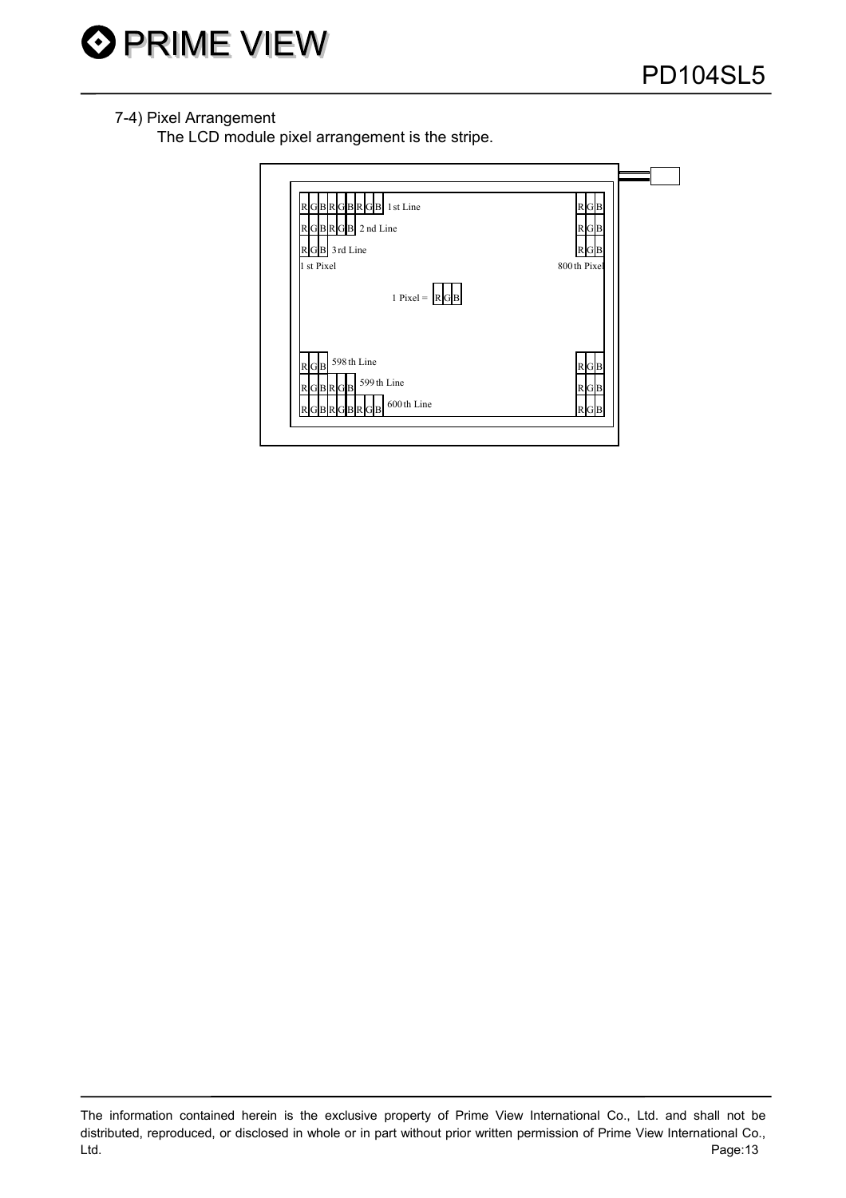7-4) Pixel Arrangement

The LCD module pixel arrangement is the stripe.

R G B R G B R G B 1st Line  R G B

R G B R G B 2nd Line  R G B

R G B 3rd Line  R G B

1 st Pixel  800th Pixel

1 Pixel = R G B

R G B 598th Line  R G B

R G B R G B 599th Line  R G B

R G B R G B R G B 600th Line  R G B

The information contained herein is the exclusive property of Prime View International Co., Ltd. and shall not be distributed, reproduced, or disclosed in whole or in part without prior written permission of Prime View International Co., Ltd.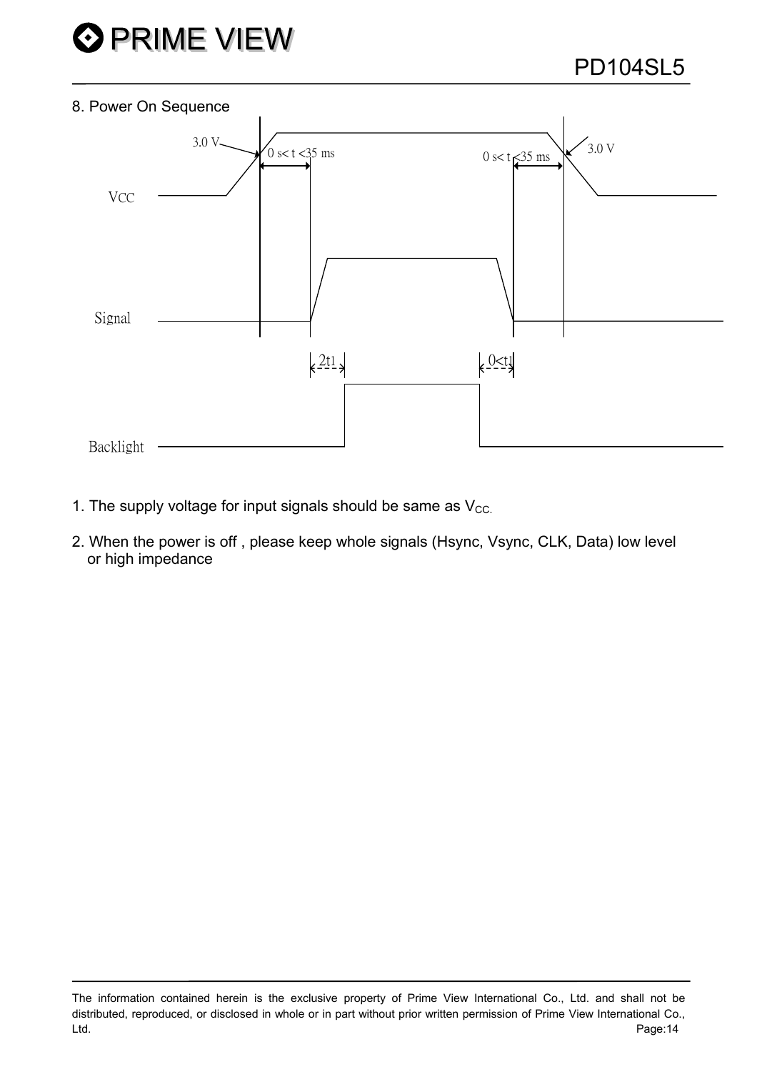## 8. Power On Sequence

1. The supply voltage for input signals should be same as $V_{CC.}$

2. When the power is off , please keep whole signals (Hsync, Vsync, CLK, Data) low level or high impedance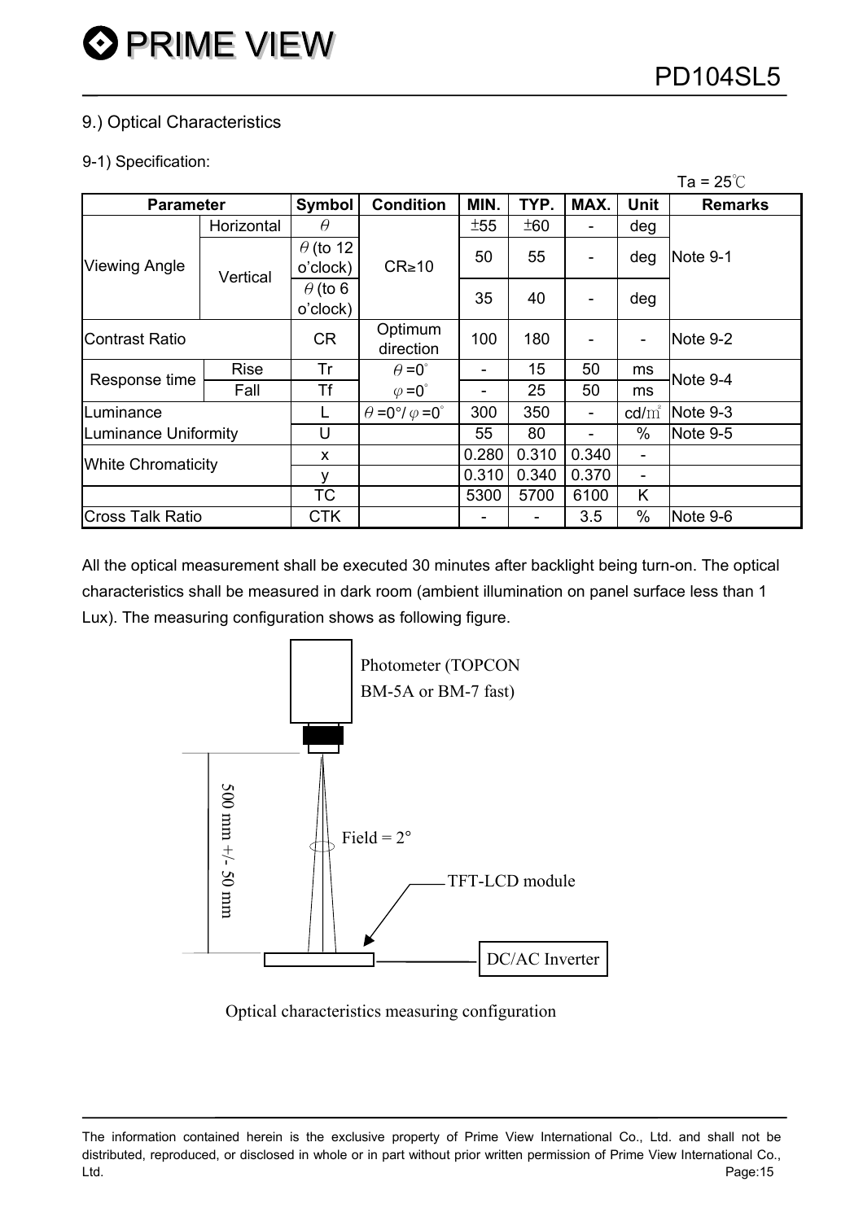## 9.) Optical Characteristics

9-1) Specification:

Ta = 25℃

| Parameter | | Symbol | Condition | MIN. | TYP. | MAX. | Unit | Remarks |
|---|---|---|---|---|---|---|---|---|
| Viewing Angle | Horizontal | $\theta$ | CR≥10 | ±55 | ±60 | - | deg | Note 9-1 |
| | Vertical | $\theta$ (to 12 o'clock) | | 50 | 55 | - | deg | |
| | | $\theta$ (to 6 o'clock) | | 35 | 40 | - | deg | |
| Contrast Ratio | | CR | Optimum direction | 100 | 180 | - | - | Note 9-2 |
| Response time | Rise | Tr | $\theta$ =0° | - | 15 | 50 | ms | Note 9-4 |
| | Fall | Tf | $\varphi$ =0° | - | 25 | 50 | ms | |
| Luminance | | L | $\theta$ =0°/ $\varphi$ =0° | 300 | 350 | - | cd/㎡ | Note 9-3 |
| Luminance Uniformity | | U | | 55 | 80 | - | % | Note 9-5 |
| White Chromaticity | | x | | 0.280 | 0.310 | 0.340 | - | |
| | | y | | 0.310 | 0.340 | 0.370 | - | |
| | | TC | | 5300 | 5700 | 6100 | K | |
| Cross Talk Ratio | | CTK | | - | - | 3.5 | % | Note 9-6 |

All the optical measurement shall be executed 30 minutes after backlight being turn-on. The optical characteristics shall be measured in dark room (ambient illumination on panel surface less than 1 Lux). The measuring configuration shows as following figure.

Photometer (TOPCON BM-5A or BM-7 fast)

500 mm +/- 50 mm

Field = 2°

TFT-LCD module

DC/AC Inverter

Optical characteristics measuring configuration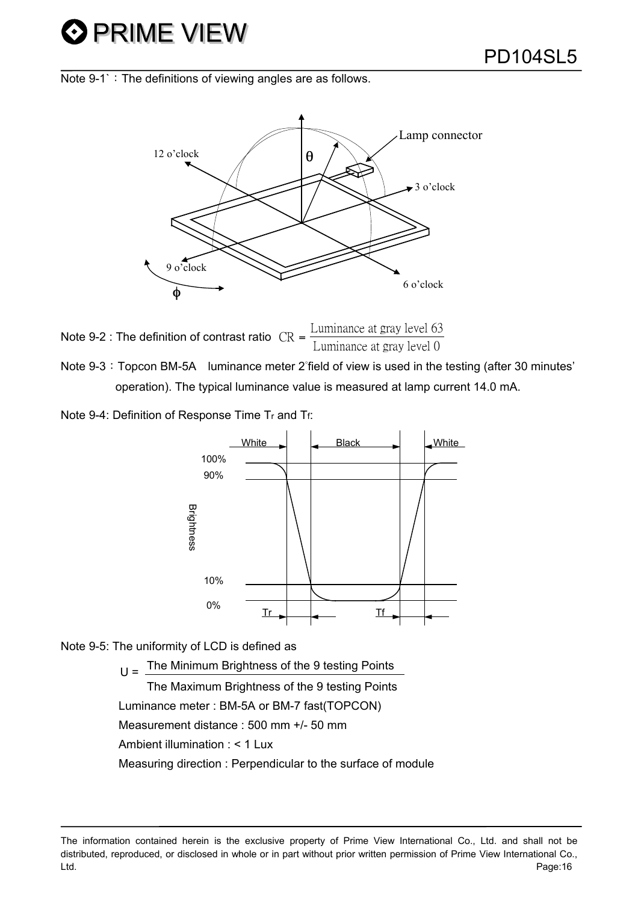Note 9-1`：The definitions of viewing angles are as follows.

Note 9-2 : The definition of contrast ratio $CR = \frac{\text{Luminance at gray level 63}}{\text{Luminance at gray level 0}}$

Note 9-3：Topcon BM-5A luminance meter 2°field of view is used in the testing (after 30 minutes' operation). The typical luminance value is measured at lamp current 14.0 mA.

Note 9-4: Definition of Response Time $T_r$ and $T_f$:

Note 9-5: The uniformity of LCD is defined as

$$U = \frac{\text{The Minimum Brightness of the 9 testing Points}}{\text{The Maximum Brightness of the 9 testing Points}}$$

Luminance meter : BM-5A or BM-7 fast(TOPCON)

Measurement distance : 500 mm +/- 50 mm

Ambient illumination : < 1 Lux

Measuring direction : Perpendicular to the surface of module

The information contained herein is the exclusive property of Prime View International Co., Ltd. and shall not be distributed, reproduced, or disclosed in whole or in part without prior written permission of Prime View International Co., Ltd.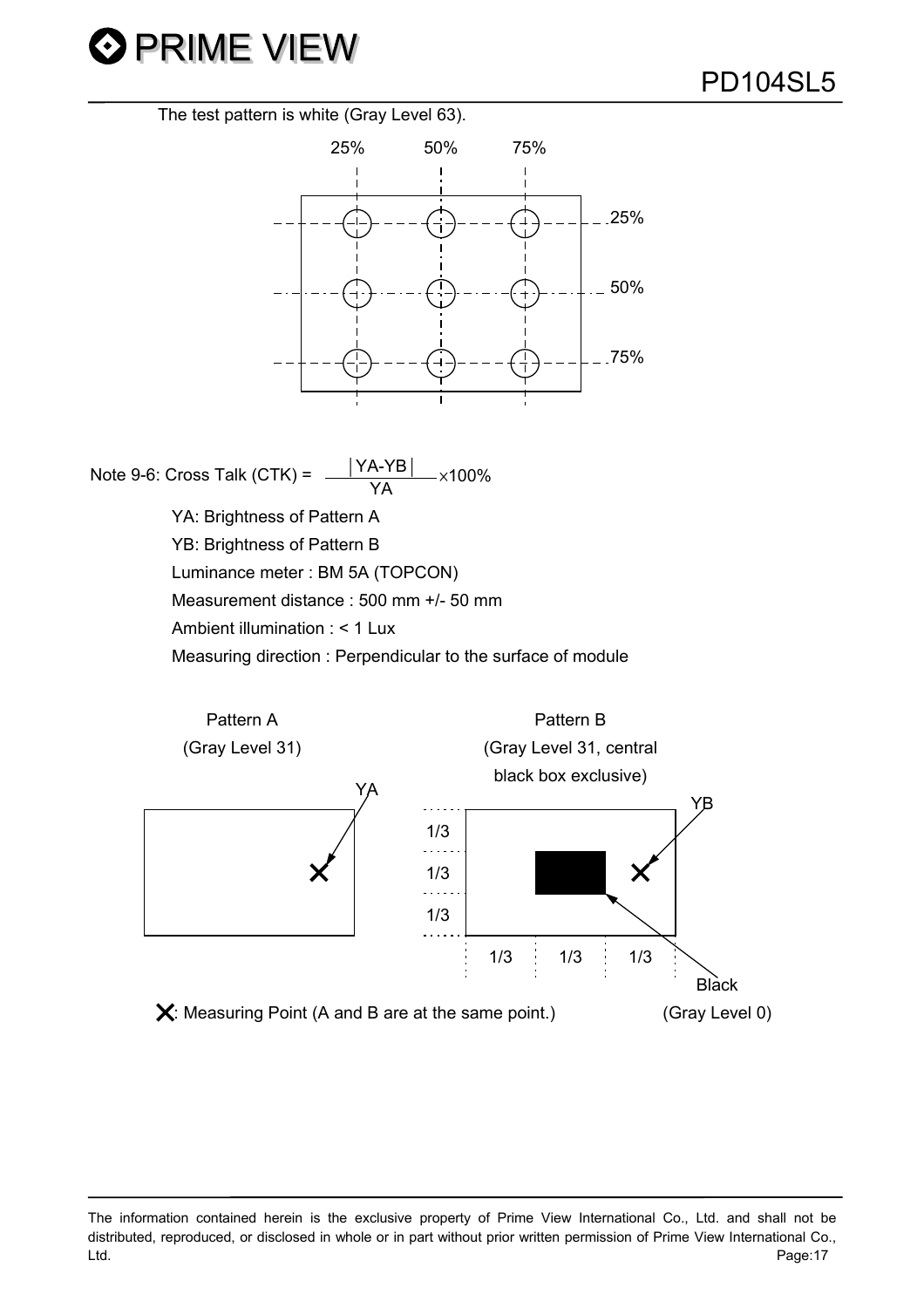The test pattern is white (Gray Level 63).

25% 50% 75%

25%

50%

75%

Note 9-6: Cross Talk (CTK) = $\frac{|YA-YB|}{YA} \times 100\%$

YA: Brightness of Pattern A

YB: Brightness of Pattern B

Luminance meter : BM 5A (TOPCON)

Measurement distance : 500 mm +/- 50 mm

Ambient illumination : < 1 Lux

Measuring direction : Perpendicular to the surface of module

Pattern A (Gray Level 31)

Pattern B (Gray Level 31, central black box exclusive)

YA

YB

1/3 1/3 1/3

1/3 1/3 1/3

Black (Gray Level 0)

✕: Measuring Point (A and B are at the same point.)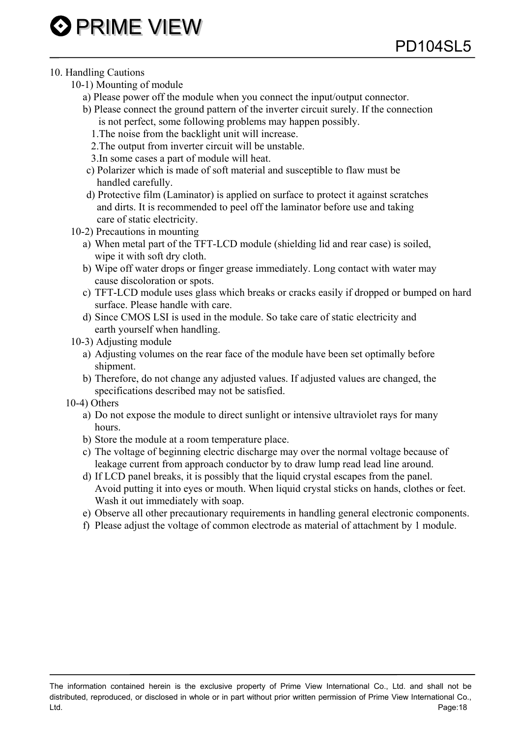## 10. Handling Cautions

### 10-1) Mounting of module

a) Please power off the module when you connect the input/output connector.

b) Please connect the ground pattern of the inverter circuit surely. If the connection is not perfect, some following problems may happen possibly.

1. The noise from the backlight unit will increase.
2. The output from inverter circuit will be unstable.
3. In some cases a part of module will heat.

c) Polarizer which is made of soft material and susceptible to flaw must be handled carefully.

d) Protective film (Laminator) is applied on surface to protect it against scratches and dirts. It is recommended to peel off the laminator before use and taking care of static electricity.

### 10-2) Precautions in mounting

a) When metal part of the TFT-LCD module (shielding lid and rear case) is soiled, wipe it with soft dry cloth.

b) Wipe off water drops or finger grease immediately. Long contact with water may cause discoloration or spots.

c) TFT-LCD module uses glass which breaks or cracks easily if dropped or bumped on hard surface. Please handle with care.

d) Since CMOS LSI is used in the module. So take care of static electricity and earth yourself when handling.

### 10-3) Adjusting module

a) Adjusting volumes on the rear face of the module have been set optimally before shipment.

b) Therefore, do not change any adjusted values. If adjusted values are changed, the specifications described may not be satisfied.

### 10-4) Others

a) Do not expose the module to direct sunlight or intensive ultraviolet rays for many hours.

b) Store the module at a room temperature place.

c) The voltage of beginning electric discharge may over the normal voltage because of leakage current from approach conductor by to draw lump read lead line around.

d) If LCD panel breaks, it is possibly that the liquid crystal escapes from the panel. Avoid putting it into eyes or mouth. When liquid crystal sticks on hands, clothes or feet. Wash it out immediately with soap.

e) Observe all other precautionary requirements in handling general electronic components.

f) Please adjust the voltage of common electrode as material of attachment by 1 module.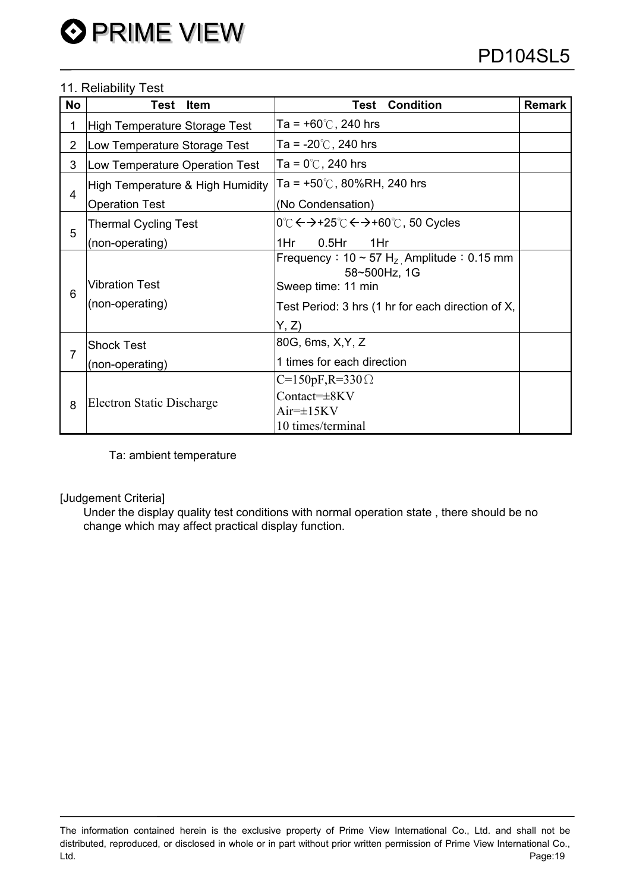## 11. Reliability Test

| No | Test Item | Test Condition | Remark |
|---|---|---|---|
| 1 | High Temperature Storage Test | Ta = +60℃, 240 hrs | |
| 2 | Low Temperature Storage Test | Ta = -20℃, 240 hrs | |
| 3 | Low Temperature Operation Test | Ta = 0℃, 240 hrs | |
| 4 | High Temperature & High Humidity Operation Test | Ta = +50℃, 80%RH, 240 hrs (No Condensation) | |
| 5 | Thermal Cycling Test (non-operating) | 0℃←→+25℃←→+60℃, 50 Cycles 1Hr 0.5Hr 1Hr | |
| 6 | Vibration Test (non-operating) | Frequency：10 ~ 57 Hz, Amplitude：0.15 mm 58~500Hz, 1G Sweep time: 11 min Test Period: 3 hrs (1 hr for each direction of X, Y, Z) | |
| 7 | Shock Test (non-operating) | 80G, 6ms, X,Y, Z 1 times for each direction | |
| 8 | Electron Static Discharge | C=150pF,R=330Ω Contact=±8KV Air=±15KV 10 times/terminal | |

Ta: ambient temperature

[Judgement Criteria]

Under the display quality test conditions with normal operation state , there should be no change which may affect practical display function.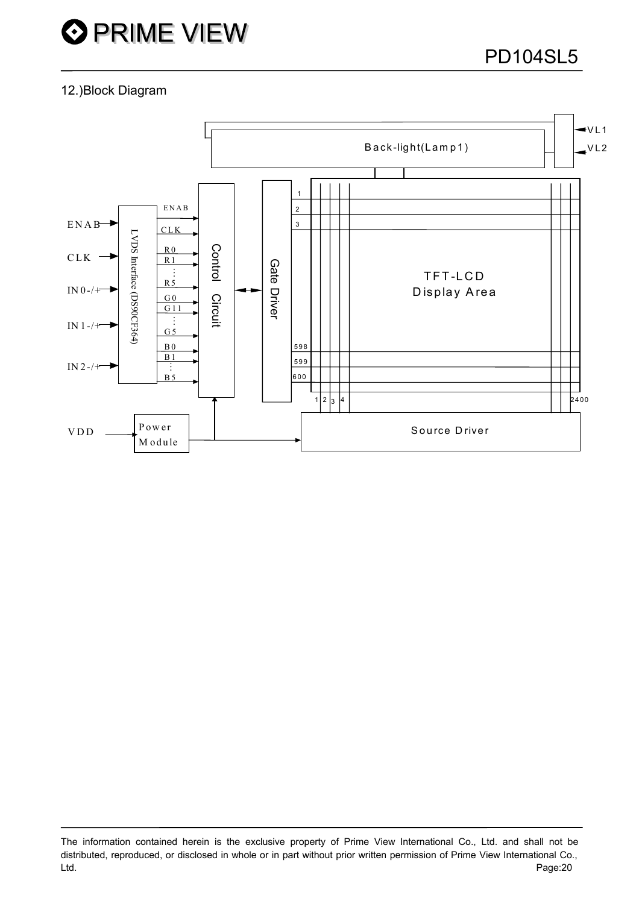## 12.)Block Diagram

ENAB

CLK

IN0-/+

IN1-/+

IN2-/+

LVDS Interface (DS90CF364)

ENAB

CLK

R0

R1

R5

G0

G11

G5

B0

B1

B5

Control Circuit

Gate Driver

Back-light(Lamp1)

VL1

VL2

1

2

3

598

599

600

TFT-LCD
Display Area

1 2 3 4 2400

VDD

Power Module

Source Driver

The information contained herein is the exclusive property of Prime View International Co., Ltd. and shall not be distributed, reproduced, or disclosed in whole or in part without prior written permission of Prime View International Co., Ltd.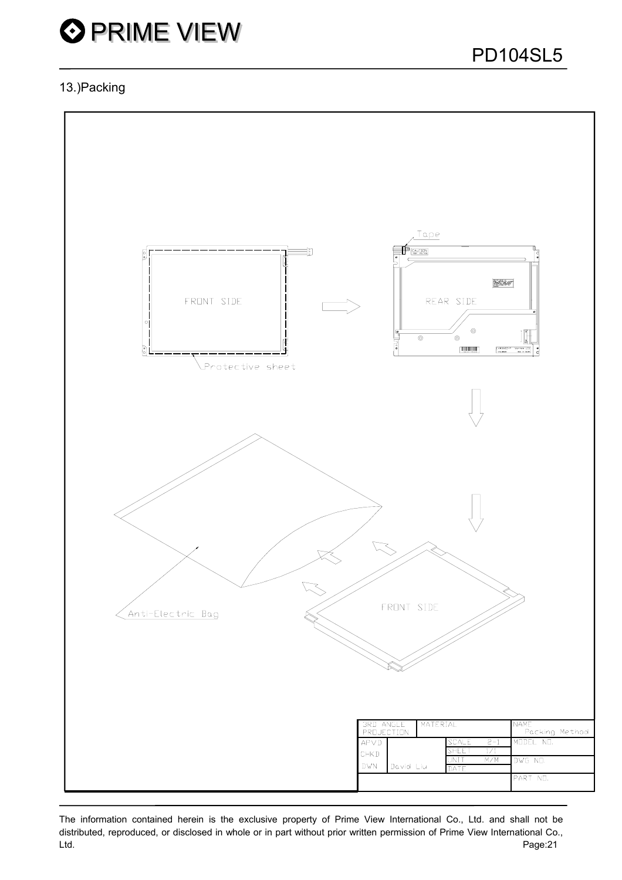## 13.)Packing

Tape

FRONT SIDE

REAR SIDE

Protective sheet

Anti-Electric Bag

FRONT SIDE

| 3RD ANGLE PROJECTION | MATERIAL | | NAME Packing Method |
|---|---|---|---|
| APVD | | SCALE 2=1 | MODEL NO. |
| CHKD | | SHEET 1/1 | |
| DWN | David Liu | UNIT M/M | DWG NO. |
| | | DATE | |
| | | | PART NO. |

The information contained herein is the exclusive property of Prime View International Co., Ltd. and shall not be distributed, reproduced, or disclosed in whole or in part without prior written permission of Prime View International Co., Ltd.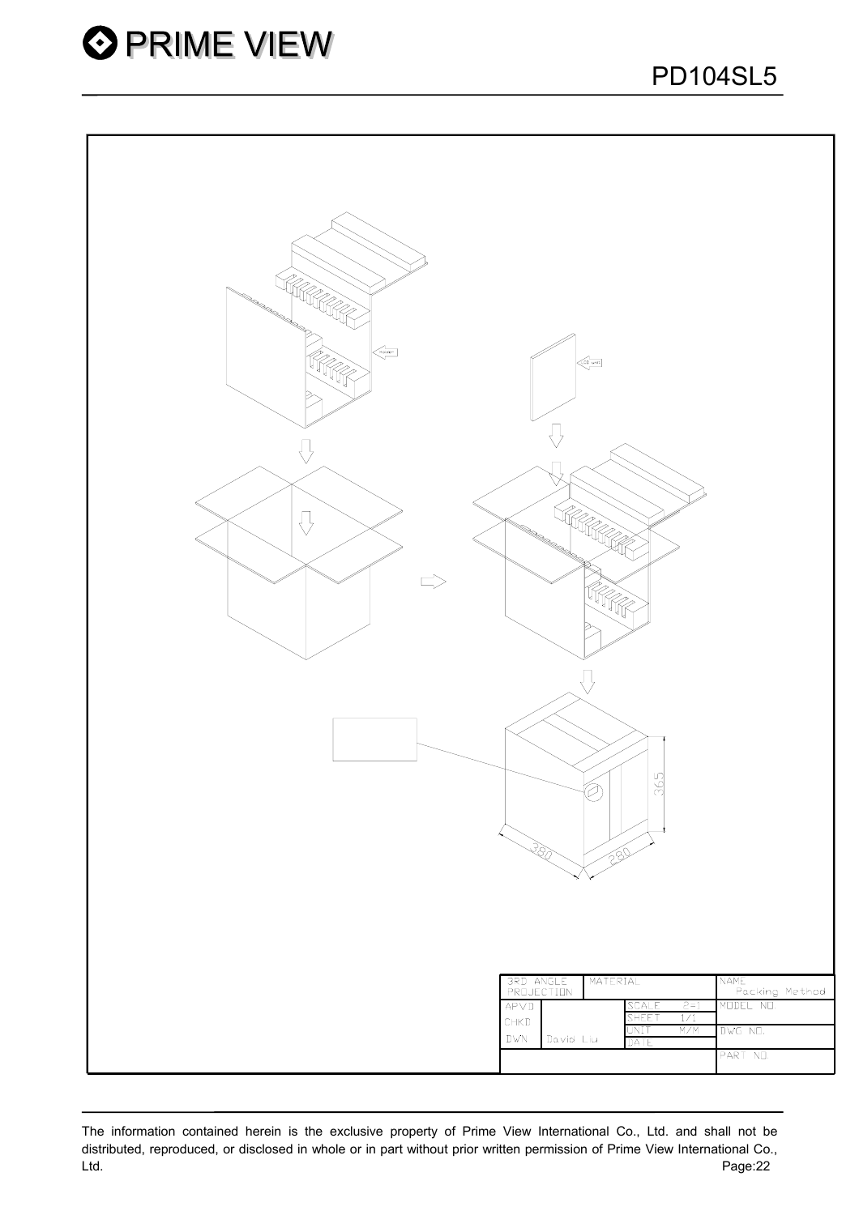| 3RD ANGLE PROJECTION | MATERIAL | | NAME Packing Method |
|---|---|---|---|
| APVD | | SCALE P=1 | MODEL NO |
| CHKD | | SHEET 1/1 | |
| DWN | David Liu | UNIT M/M | DWG NO. |
| | | DATE | |
| | | | PART NO. |

380

280

365

The information contained herein is the exclusive property of Prime View International Co., Ltd. and shall not be distributed, reproduced, or disclosed in whole or in part without prior written permission of Prime View International Co., Ltd.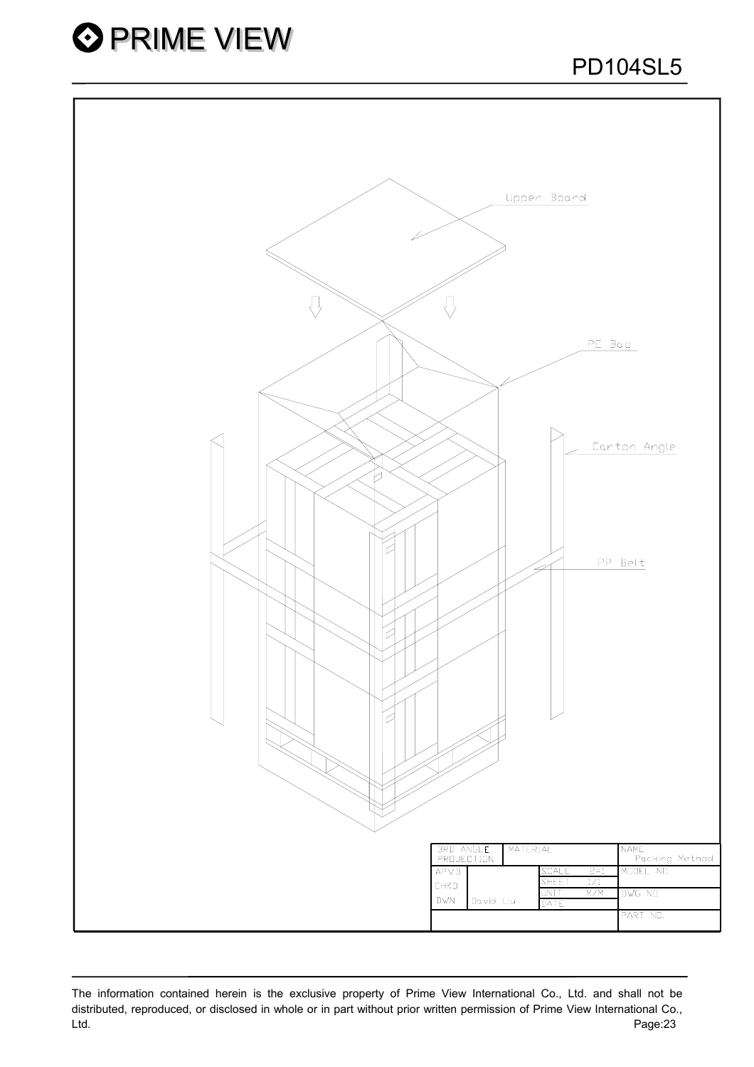Upper Board

PE Bag

Carton Angle

PP Belt

| 3RD ANGLE PROJECTION | MATERIAL | | | NAME Packing Method |
|---|---|---|---|---|
| APVD | | SCALE | 2=1 | MODEL NO |
| CHKD | | SHEET | 1/1 | |
| DWN | David Liu | UNIT | M/M | DWG NO |
| | | DATE | | |
| | | | | PART NO. |

The information contained herein is the exclusive property of Prime View International Co., Ltd. and shall not be distributed, reproduced, or disclosed in whole or in part without prior written permission of Prime View International Co., Ltd.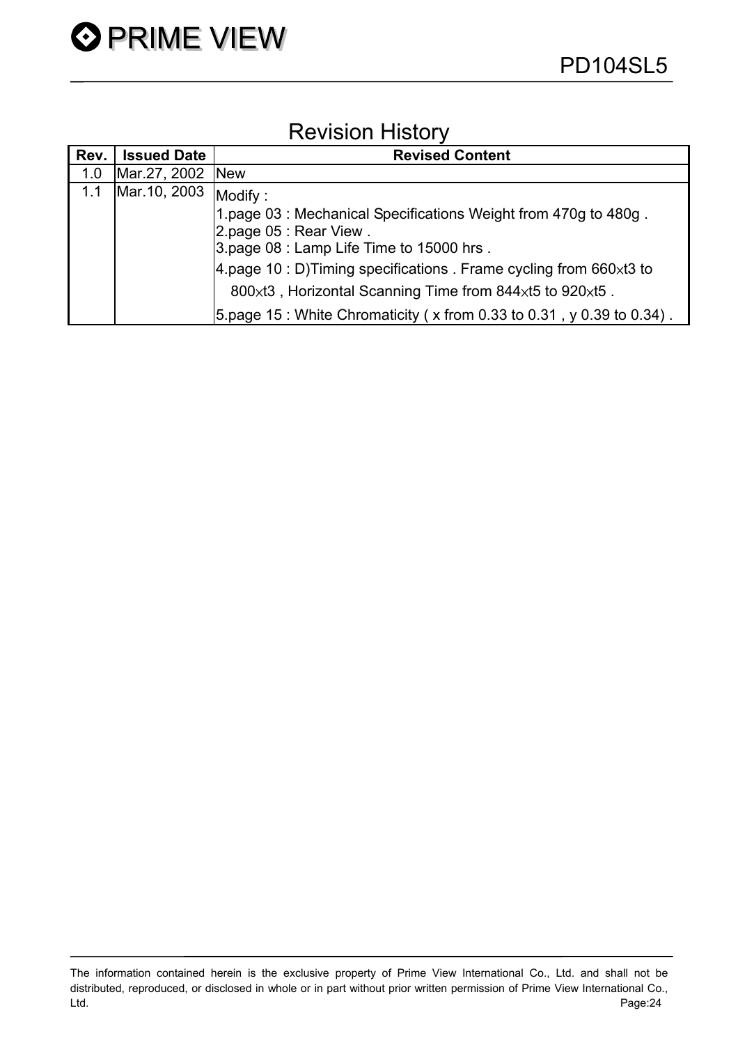# Revision History

| Rev. | Issued Date | Revised Content |
|---|---|---|
| 1.0 | Mar.27, 2002 | New |
| 1.1 | Mar.10, 2003 | Modify :<br>1.page 03 : Mechanical Specifications Weight from 470g to 480g .<br>2.page 05 : Rear View .<br>3.page 08 : Lamp Life Time to 15000 hrs .<br>4.page 10 : D)Timing specifications . Frame cycling from 660×t3 to 800×t3 , Horizontal Scanning Time from 844×t5 to 920×t5 .<br>5.page 15 : White Chromaticity ( x from 0.33 to 0.31 , y 0.39 to 0.34) . |

The information contained herein is the exclusive property of Prime View International Co., Ltd. and shall not be distributed, reproduced, or disclosed in whole or in part without prior written permission of Prime View International Co., Ltd.